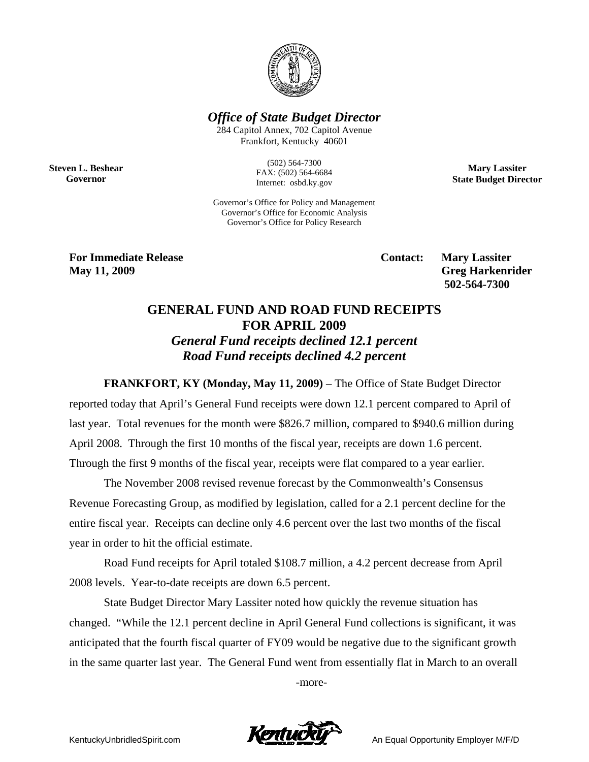*Office of State Budget Director*

284 Capitol Annex, 702 Capitol Avenue
Frankfort, Kentucky 40601

(502) 564-7300
FAX: (502) 564-6684
Internet: osbd.ky.gov

Governor's Office for Policy and Management
Governor's Office for Economic Analysis
Governor's Office for Policy Research

**Steven L. Beshear**
**Governor**

**Mary Lassiter**
**State Budget Director**

**For Immediate Release**
**May 11, 2009**

**Contact: Mary Lassiter**
**Greg Harkenrider**
**502-564-7300**

## GENERAL FUND AND ROAD FUND RECEIPTS FOR APRIL 2009

***General Fund receipts declined 12.1 percent***
***Road Fund receipts declined 4.2 percent***

**FRANKFORT, KY (Monday, May 11, 2009)** – The Office of State Budget Director reported today that April's General Fund receipts were down 12.1 percent compared to April of last year. Total revenues for the month were $826.7 million, compared to $940.6 million during April 2008. Through the first 10 months of the fiscal year, receipts are down 1.6 percent. Through the first 9 months of the fiscal year, receipts were flat compared to a year earlier.

The November 2008 revised revenue forecast by the Commonwealth's Consensus Revenue Forecasting Group, as modified by legislation, called for a 2.1 percent decline for the entire fiscal year. Receipts can decline only 4.6 percent over the last two months of the fiscal year in order to hit the official estimate.

Road Fund receipts for April totaled $108.7 million, a 4.2 percent decrease from April 2008 levels. Year-to-date receipts are down 6.5 percent.

State Budget Director Mary Lassiter noted how quickly the revenue situation has changed. "While the 12.1 percent decline in April General Fund collections is significant, it was anticipated that the fourth fiscal quarter of FY09 would be negative due to the significant growth in the same quarter last year. The General Fund went from essentially flat in March to an overall

-more-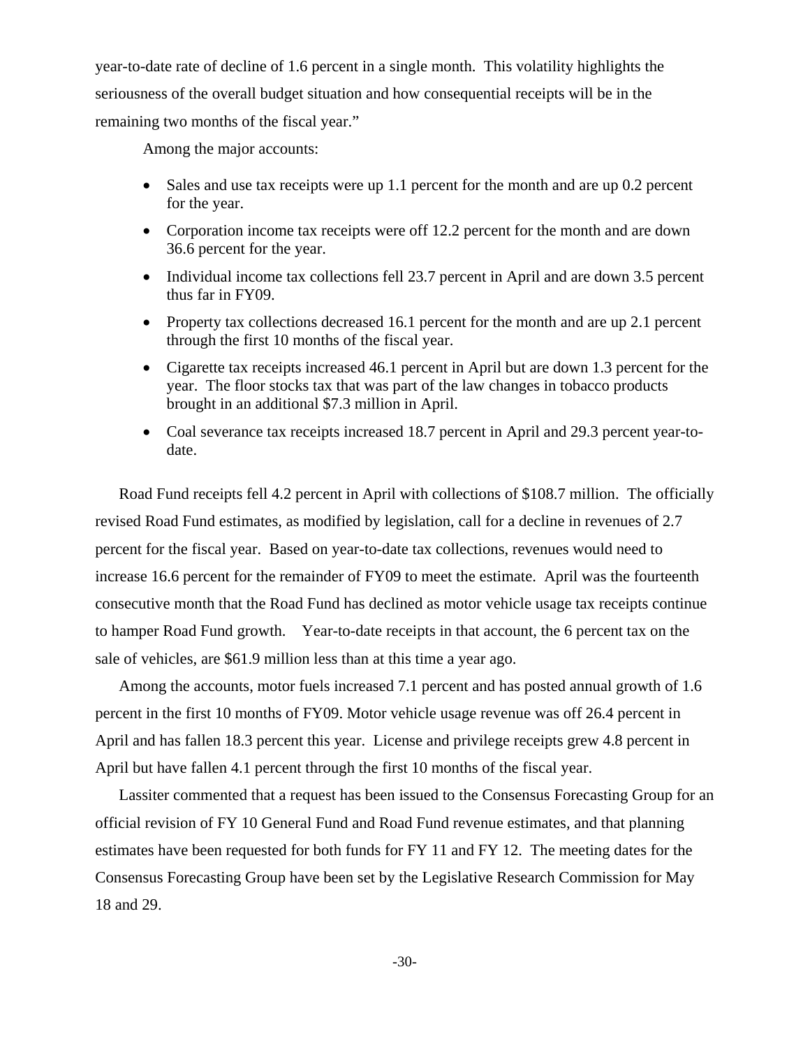year-to-date rate of decline of 1.6 percent in a single month. This volatility highlights the seriousness of the overall budget situation and how consequential receipts will be in the remaining two months of the fiscal year."

Among the major accounts:

- Sales and use tax receipts were up 1.1 percent for the month and are up 0.2 percent for the year.
- Corporation income tax receipts were off 12.2 percent for the month and are down 36.6 percent for the year.
- Individual income tax collections fell 23.7 percent in April and are down 3.5 percent thus far in FY09.
- Property tax collections decreased 16.1 percent for the month and are up 2.1 percent through the first 10 months of the fiscal year.
- Cigarette tax receipts increased 46.1 percent in April but are down 1.3 percent for the year. The floor stocks tax that was part of the law changes in tobacco products brought in an additional $7.3 million in April.
- Coal severance tax receipts increased 18.7 percent in April and 29.3 percent year-to-date.

Road Fund receipts fell 4.2 percent in April with collections of $108.7 million. The officially revised Road Fund estimates, as modified by legislation, call for a decline in revenues of 2.7 percent for the fiscal year. Based on year-to-date tax collections, revenues would need to increase 16.6 percent for the remainder of FY09 to meet the estimate. April was the fourteenth consecutive month that the Road Fund has declined as motor vehicle usage tax receipts continue to hamper Road Fund growth. Year-to-date receipts in that account, the 6 percent tax on the sale of vehicles, are $61.9 million less than at this time a year ago.

Among the accounts, motor fuels increased 7.1 percent and has posted annual growth of 1.6 percent in the first 10 months of FY09. Motor vehicle usage revenue was off 26.4 percent in April and has fallen 18.3 percent this year. License and privilege receipts grew 4.8 percent in April but have fallen 4.1 percent through the first 10 months of the fiscal year.

Lassiter commented that a request has been issued to the Consensus Forecasting Group for an official revision of FY 10 General Fund and Road Fund revenue estimates, and that planning estimates have been requested for both funds for FY 11 and FY 12. The meeting dates for the Consensus Forecasting Group have been set by the Legislative Research Commission for May 18 and 29.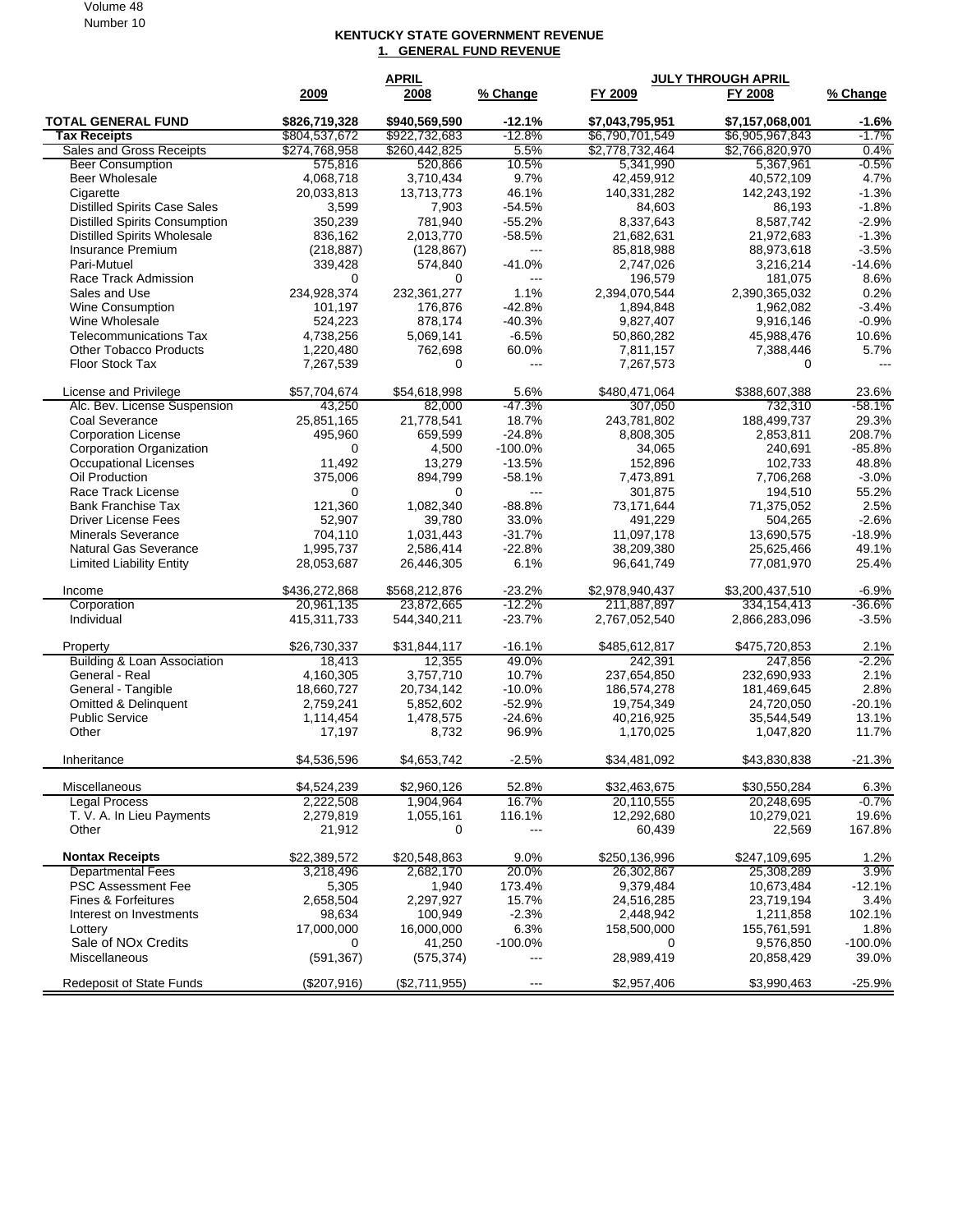# KENTUCKY STATE GOVERNMENT REVENUE

## 1. GENERAL FUND REVENUE

| | APRIL | | | JULY THROUGH APRIL | | |
|---|---|---|---|---|---|---|
| | 2009 | 2008 | % Change | FY 2009 | FY 2008 | % Change |
| **TOTAL GENERAL FUND** | **$826,719,328** | **$940,569,590** | **-12.1%** | **$7,043,795,951** | **$7,157,068,001** | **-1.6%** |
| **Tax Receipts** | $804,537,672 | $922,732,683 | -12.8% | $6,790,701,549 | $6,905,967,843 | -1.7% |
| Sales and Gross Receipts | $274,768,958 | $260,442,825 | 5.5% | $2,778,732,464 | $2,766,820,970 | 0.4% |
| Beer Consumption | 575,816 | 520,866 | 10.5% | 5,341,990 | 5,367,961 | -0.5% |
| Beer Wholesale | 4,068,718 | 3,710,434 | 9.7% | 42,459,912 | 40,572,109 | 4.7% |
| Cigarette | 20,033,813 | 13,713,773 | 46.1% | 140,331,282 | 142,243,192 | -1.3% |
| Distilled Spirits Case Sales | 3,599 | 7,903 | -54.5% | 84,603 | 86,193 | -1.8% |
| Distilled Spirits Consumption | 350,239 | 781,940 | -55.2% | 8,337,643 | 8,587,742 | -2.9% |
| Distilled Spirits Wholesale | 836,162 | 2,013,770 | -58.5% | 21,682,631 | 21,972,683 | -1.3% |
| Insurance Premium | (218,887) | (128,867) | --- | 85,818,988 | 88,973,618 | -3.5% |
| Pari-Mutuel | 339,428 | 574,840 | -41.0% | 2,747,026 | 3,216,214 | -14.6% |
| Race Track Admission | 0 | 0 | --- | 196,579 | 181,075 | 8.6% |
| Sales and Use | 234,928,374 | 232,361,277 | 1.1% | 2,394,070,544 | 2,390,365,032 | 0.2% |
| Wine Consumption | 101,197 | 176,876 | -42.8% | 1,894,848 | 1,962,082 | -3.4% |
| Wine Wholesale | 524,223 | 878,174 | -40.3% | 9,827,407 | 9,916,146 | -0.9% |
| Telecommunications Tax | 4,738,256 | 5,069,141 | -6.5% | 50,860,282 | 45,988,476 | 10.6% |
| Other Tobacco Products | 1,220,480 | 762,698 | 60.0% | 7,811,157 | 7,388,446 | 5.7% |
| Floor Stock Tax | 7,267,539 | 0 | --- | 7,267,573 | 0 | --- |
| | | | | | | |
| License and Privilege | $57,704,674 | $54,618,998 | 5.6% | $480,471,064 | $388,607,388 | 23.6% |
| Alc. Bev. License Suspension | 43,250 | 82,000 | -47.3% | 307,050 | 732,310 | -58.1% |
| Coal Severance | 25,851,165 | 21,778,541 | 18.7% | 243,781,802 | 188,499,737 | 29.3% |
| Corporation License | 495,960 | 659,599 | -24.8% | 8,808,305 | 2,853,811 | 208.7% |
| Corporation Organization | 0 | 4,500 | -100.0% | 34,065 | 240,691 | -85.8% |
| Occupational Licenses | 11,492 | 13,279 | -13.5% | 152,896 | 102,733 | 48.8% |
| Oil Production | 375,006 | 894,799 | -58.1% | 7,473,891 | 7,706,268 | -3.0% |
| Race Track License | 0 | 0 | --- | 301,875 | 194,510 | 55.2% |
| Bank Franchise Tax | 121,360 | 1,082,340 | -88.8% | 73,171,644 | 71,375,052 | 2.5% |
| Driver License Fees | 52,907 | 39,780 | 33.0% | 491,229 | 504,265 | -2.6% |
| Minerals Severance | 704,110 | 1,031,443 | -31.7% | 11,097,178 | 13,690,575 | -18.9% |
| Natural Gas Severance | 1,995,737 | 2,586,414 | -22.8% | 38,209,380 | 25,625,466 | 49.1% |
| Limited Liability Entity | 28,053,687 | 26,446,305 | 6.1% | 96,641,749 | 77,081,970 | 25.4% |
| | | | | | | |
| Income | $436,272,868 | $568,212,876 | -23.2% | $2,978,940,437 | $3,200,437,510 | -6.9% |
| Corporation | 20,961,135 | 23,872,665 | -12.2% | 211,887,897 | 334,154,413 | -36.6% |
| Individual | 415,311,733 | 544,340,211 | -23.7% | 2,767,052,540 | 2,866,283,096 | -3.5% |
| | | | | | | |
| Property | $26,730,337 | $31,844,117 | -16.1% | $485,612,817 | $475,720,853 | 2.1% |
| Building & Loan Association | 18,413 | 12,355 | 49.0% | 242,391 | 247,856 | -2.2% |
| General - Real | 4,160,305 | 3,757,710 | 10.7% | 237,654,850 | 232,690,933 | 2.1% |
| General - Tangible | 18,660,727 | 20,734,142 | -10.0% | 186,574,278 | 181,469,645 | 2.8% |
| Omitted & Delinquent | 2,759,241 | 5,852,602 | -52.9% | 19,754,349 | 24,720,050 | -20.1% |
| Public Service | 1,114,454 | 1,478,575 | -24.6% | 40,216,925 | 35,544,549 | 13.1% |
| Other | 17,197 | 8,732 | 96.9% | 1,170,025 | 1,047,820 | 11.7% |
| | | | | | | |
| Inheritance | $4,536,596 | $4,653,742 | -2.5% | $34,481,092 | $43,830,838 | -21.3% |
| | | | | | | |
| Miscellaneous | $4,524,239 | $2,960,126 | 52.8% | $32,463,675 | $30,550,284 | 6.3% |
| Legal Process | 2,222,508 | 1,904,964 | 16.7% | 20,110,555 | 20,248,695 | -0.7% |
| T. V. A. In Lieu Payments | 2,279,819 | 1,055,161 | 116.1% | 12,292,680 | 10,279,021 | 19.6% |
| Other | 21,912 | 0 | --- | 60,439 | 22,569 | 167.8% |
| | | | | | | |
| **Nontax Receipts** | $22,389,572 | $20,548,863 | 9.0% | $250,136,996 | $247,109,695 | 1.2% |
| Departmental Fees | 3,218,496 | 2,682,170 | 20.0% | 26,302,867 | 25,308,289 | 3.9% |
| PSC Assessment Fee | 5,305 | 1,940 | 173.4% | 9,379,484 | 10,673,484 | -12.1% |
| Fines & Forfeitures | 2,658,504 | 2,297,927 | 15.7% | 24,516,285 | 23,719,194 | 3.4% |
| Interest on Investments | 98,634 | 100,949 | -2.3% | 2,448,942 | 1,211,858 | 102.1% |
| Lottery | 17,000,000 | 16,000,000 | 6.3% | 158,500,000 | 155,761,591 | 1.8% |
| Sale of NOx Credits | 0 | 41,250 | -100.0% | 0 | 9,576,850 | -100.0% |
| Miscellaneous | (591,367) | (575,374) | --- | 28,989,419 | 20,858,429 | 39.0% |
| | | | | | | |
| Redeposit of State Funds | ($207,916) | ($2,711,955) | --- | $2,957,406 | $3,990,463 | -25.9% |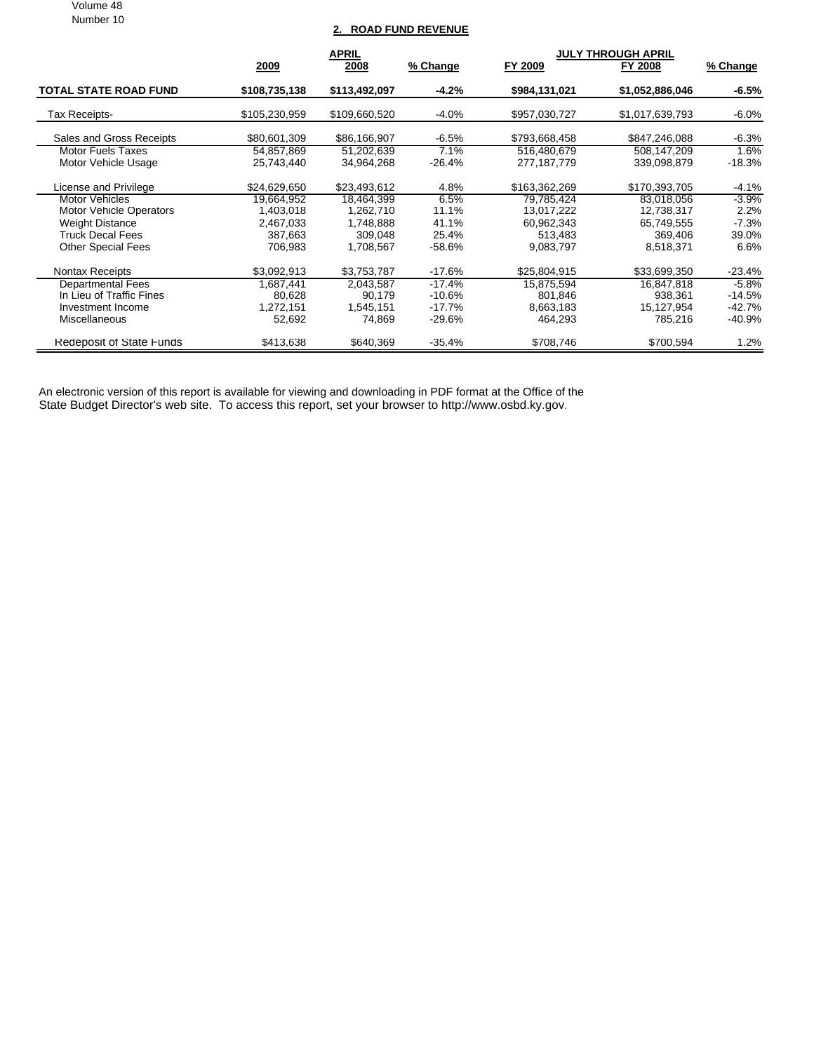## 2. ROAD FUND REVENUE

| | APRIL | | | JULY THROUGH APRIL | | |
|---|---|---|---|---|---|---|
| | 2009 | 2008 | % Change | FY 2009 | FY 2008 | % Change |
| **TOTAL STATE ROAD FUND** | **$108,735,138** | **$113,492,097** | **-4.2%** | **$984,131,021** | **$1,052,886,046** | **-6.5%** |
| Tax Receipts- | $105,230,959 | $109,660,520 | -4.0% | $957,030,727 | $1,017,639,793 | -6.0% |
| Sales and Gross Receipts | $80,601,309 | $86,166,907 | -6.5% | $793,668,458 | $847,246,088 | -6.3% |
| Motor Fuels Taxes | 54,857,869 | 51,202,639 | 7.1% | 516,480,679 | 508,147,209 | 1.6% |
| Motor Vehicle Usage | 25,743,440 | 34,964,268 | -26.4% | 277,187,779 | 339,098,879 | -18.3% |
| License and Privilege | $24,629,650 | $23,493,612 | 4.8% | $163,362,269 | $170,393,705 | -4.1% |
| Motor Vehicles | 19,664,952 | 18,464,399 | 6.5% | 79,785,424 | 83,018,056 | -3.9% |
| Motor Vehicle Operators | 1,403,018 | 1,262,710 | 11.1% | 13,017,222 | 12,738,317 | 2.2% |
| Weight Distance | 2,467,033 | 1,748,888 | 41.1% | 60,962,343 | 65,749,555 | -7.3% |
| Truck Decal Fees | 387,663 | 309,048 | 25.4% | 513,483 | 369,406 | 39.0% |
| Other Special Fees | 706,983 | 1,708,567 | -58.6% | 9,083,797 | 8,518,371 | 6.6% |
| Nontax Receipts | $3,092,913 | $3,753,787 | -17.6% | $25,804,915 | $33,699,350 | -23.4% |
| Departmental Fees | 1,687,441 | 2,043,587 | -17.4% | 15,875,594 | 16,847,818 | -5.8% |
| In Lieu of Traffic Fines | 80,628 | 90,179 | -10.6% | 801,846 | 938,361 | -14.5% |
| Investment Income | 1,272,151 | 1,545,151 | -17.7% | 8,663,183 | 15,127,954 | -42.7% |
| Miscellaneous | 52,692 | 74,869 | -29.6% | 464,293 | 785,216 | -40.9% |
| Redeposit of State Funds | $413,638 | $640,369 | -35.4% | $708,746 | $700,594 | 1.2% |

An electronic version of this report is available for viewing and downloading in PDF format at the Office of the State Budget Director's web site. To access this report, set your browser to http://www.osbd.ky.gov.